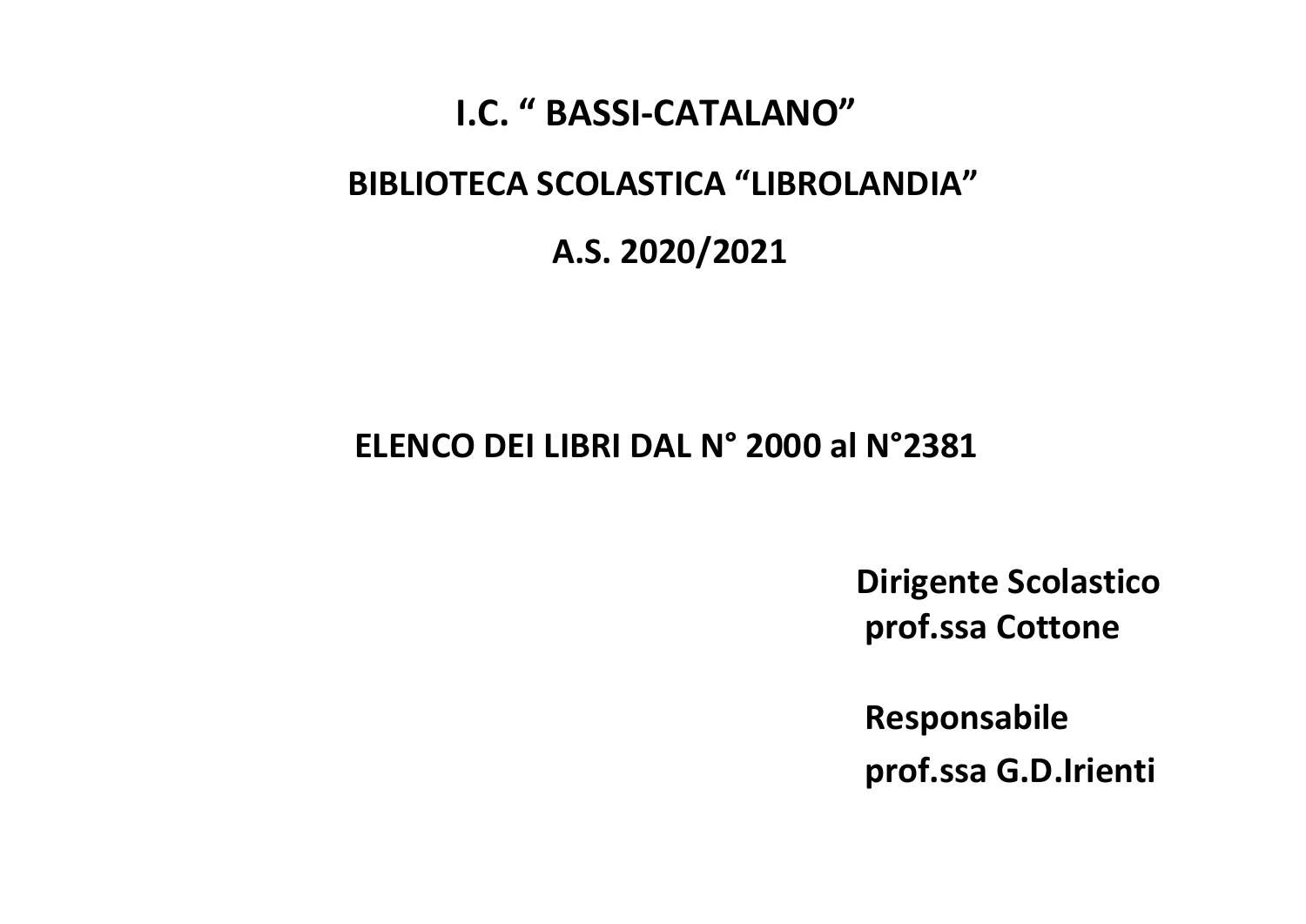# I.C. " BASSI-CATALANO"

## BIBLIOTECA SCOLASTICA "LIBROLANDIA"

## A.S. 2020/2021

## ELENCO DEI LIBRI DAL N° 2000 al N°2381

**Dirigente Scolastico**
**prof.ssa Cottone**

**Responsabile**
**prof.ssa G.D.Irienti**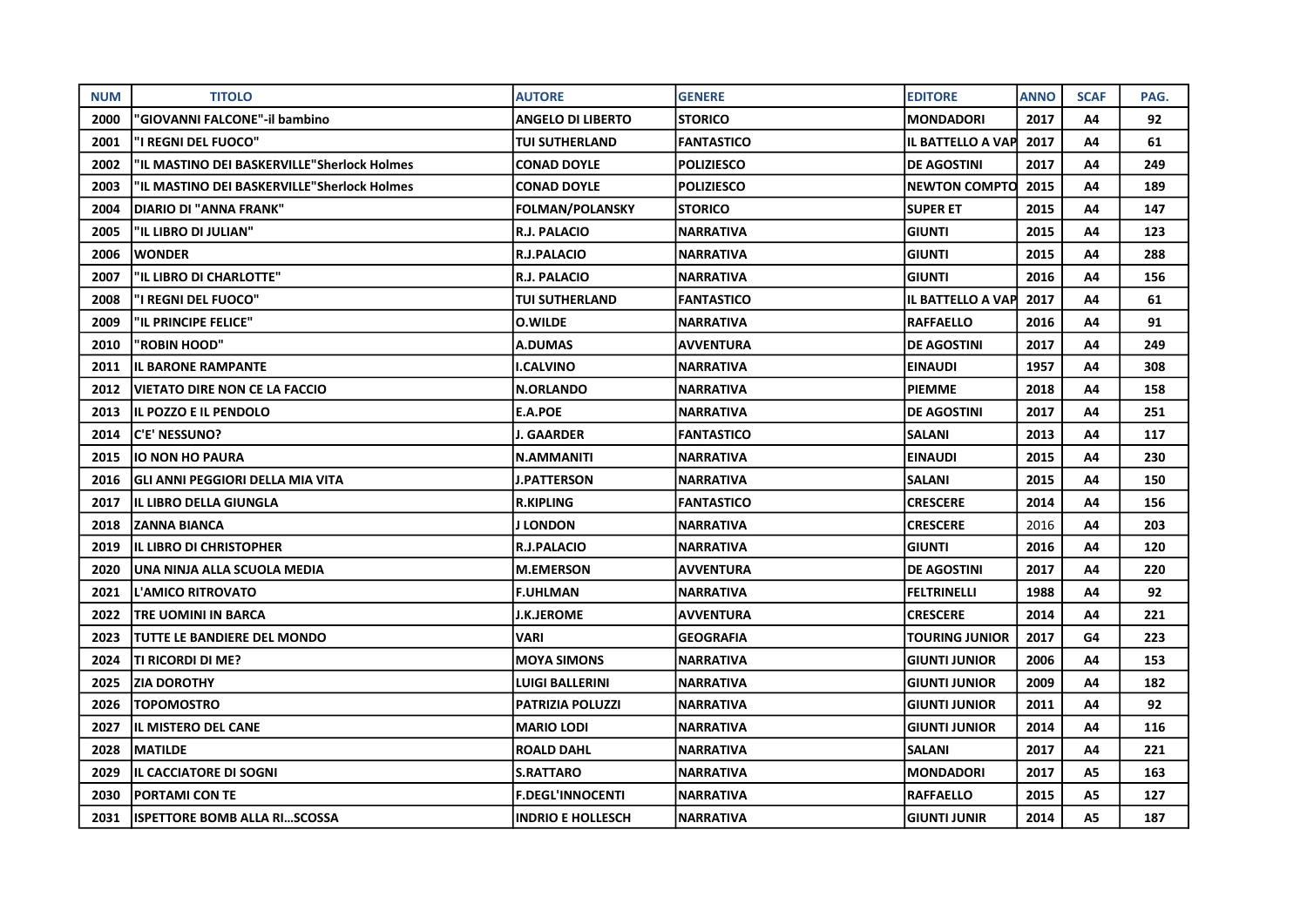| NUM | TITOLO | AUTORE | GENERE | EDITORE | ANNO | SCAF | PAG. |
|---|---|---|---|---|---|---|---|
| 2000 | "GIOVANNI FALCONE"-il bambino | ANGELO DI LIBERTO | STORICO | MONDADORI | 2017 | A4 | 92 |
| 2001 | "I REGNI DEL FUOCO" | TUI SUTHERLAND | FANTASTICO | IL BATTELLO A VAP | 2017 | A4 | 61 |
| 2002 | "IL MASTINO DEI BASKERVILLE"Sherlock Holmes | CONAD DOYLE | POLIZIESCO | DE AGOSTINI | 2017 | A4 | 249 |
| 2003 | "IL MASTINO DEI BASKERVILLE"Sherlock Holmes | CONAD DOYLE | POLIZIESCO | NEWTON COMPTO | 2015 | A4 | 189 |
| 2004 | DIARIO DI "ANNA FRANK" | FOLMAN/POLANSKY | STORICO | SUPER ET | 2015 | A4 | 147 |
| 2005 | "IL LIBRO DI JULIAN" | R.J. PALACIO | NARRATIVA | GIUNTI | 2015 | A4 | 123 |
| 2006 | WONDER | R.J.PALACIO | NARRATIVA | GIUNTI | 2015 | A4 | 288 |
| 2007 | "IL LIBRO DI CHARLOTTE" | R.J. PALACIO | NARRATIVA | GIUNTI | 2016 | A4 | 156 |
| 2008 | "I REGNI DEL FUOCO" | TUI SUTHERLAND | FANTASTICO | IL BATTELLO A VAP | 2017 | A4 | 61 |
| 2009 | "IL PRINCIPE FELICE" | O.WILDE | NARRATIVA | RAFFAELLO | 2016 | A4 | 91 |
| 2010 | "ROBIN HOOD" | A.DUMAS | AVVENTURA | DE AGOSTINI | 2017 | A4 | 249 |
| 2011 | IL BARONE RAMPANTE | I.CALVINO | NARRATIVA | EINAUDI | 1957 | A4 | 308 |
| 2012 | VIETATO DIRE NON CE LA FACCIO | N.ORLANDO | NARRATIVA | PIEMME | 2018 | A4 | 158 |
| 2013 | IL POZZO E IL PENDOLO | E.A.POE | NARRATIVA | DE AGOSTINI | 2017 | A4 | 251 |
| 2014 | C'E' NESSUNO? | J. GAARDER | FANTASTICO | SALANI | 2013 | A4 | 117 |
| 2015 | IO NON HO PAURA | N.AMMANITI | NARRATIVA | EINAUDI | 2015 | A4 | 230 |
| 2016 | GLI ANNI PEGGIORI DELLA MIA VITA | J.PATTERSON | NARRATIVA | SALANI | 2015 | A4 | 150 |
| 2017 | IL LIBRO DELLA GIUNGLA | R.KIPLING | FANTASTICO | CRESCERE | 2014 | A4 | 156 |
| 2018 | ZANNA BIANCA | J LONDON | NARRATIVA | CRESCERE | 2016 | A4 | 203 |
| 2019 | IL LIBRO DI CHRISTOPHER | R.J.PALACIO | NARRATIVA | GIUNTI | 2016 | A4 | 120 |
| 2020 | UNA NINJA ALLA SCUOLA MEDIA | M.EMERSON | AVVENTURA | DE AGOSTINI | 2017 | A4 | 220 |
| 2021 | L'AMICO RITROVATO | F.UHLMAN | NARRATIVA | FELTRINELLI | 1988 | A4 | 92 |
| 2022 | TRE UOMINI IN BARCA | J.K.JEROME | AVVENTURA | CRESCERE | 2014 | A4 | 221 |
| 2023 | TUTTE LE BANDIERE DEL MONDO | VARI | GEOGRAFIA | TOURING JUNIOR | 2017 | G4 | 223 |
| 2024 | TI RICORDI DI ME? | MOYA SIMONS | NARRATIVA | GIUNTI JUNIOR | 2006 | A4 | 153 |
| 2025 | ZIA DOROTHY | LUIGI BALLERINI | NARRATIVA | GIUNTI JUNIOR | 2009 | A4 | 182 |
| 2026 | TOPOMOSTRO | PATRIZIA POLUZZI | NARRATIVA | GIUNTI JUNIOR | 2011 | A4 | 92 |
| 2027 | IL MISTERO DEL CANE | MARIO LODI | NARRATIVA | GIUNTI JUNIOR | 2014 | A4 | 116 |
| 2028 | MATILDE | ROALD DAHL | NARRATIVA | SALANI | 2017 | A4 | 221 |
| 2029 | IL CACCIATORE DI SOGNI | S.RATTARO | NARRATIVA | MONDADORI | 2017 | A5 | 163 |
| 2030 | PORTAMI CON TE | F.DEGL'INNOCENTI | NARRATIVA | RAFFAELLO | 2015 | A5 | 127 |
| 2031 | ISPETTORE BOMB ALLA RI...SCOSSA | INDRIO E HOLLESCH | NARRATIVA | GIUNTI JUNIR | 2014 | A5 | 187 |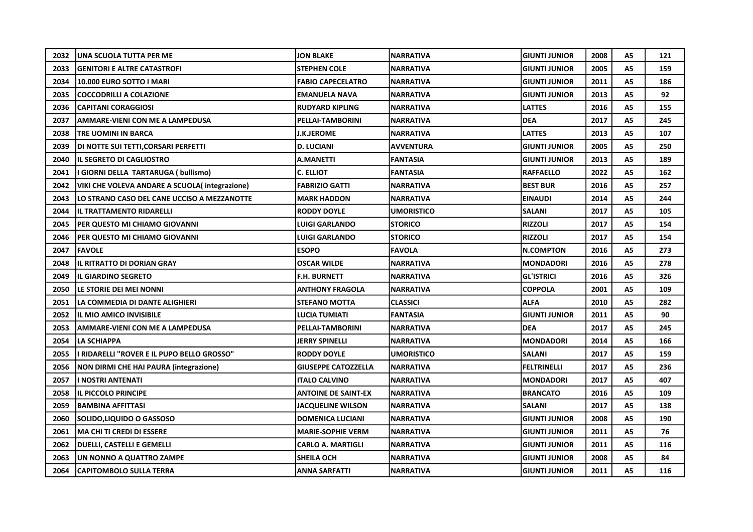| | | | | | | | |
|---|---|---|---|---|---|---|---|
| 2032 | UNA SCUOLA TUTTA PER ME | JON BLAKE | NARRATIVA | GIUNTI JUNIOR | 2008 | A5 | 121 |
| 2033 | GENITORI E ALTRE CATASTROFI | STEPHEN COLE | NARRATIVA | GIUNTI JUNIOR | 2005 | A5 | 159 |
| 2034 | 10.000 EURO SOTTO I MARI | FABIO CAPECELATRO | NARRATIVA | GIUNTI JUNIOR | 2011 | A5 | 186 |
| 2035 | COCCODRILLI A COLAZIONE | EMANUELA NAVA | NARRATIVA | GIUNTI JUNIOR | 2013 | A5 | 92 |
| 2036 | CAPITANI CORAGGIOSI | RUDYARD KIPLING | NARRATIVA | LATTES | 2016 | A5 | 155 |
| 2037 | AMMARE-VIENI CON ME A LAMPEDUSA | PELLAI-TAMBORINI | NARRATIVA | DEA | 2017 | A5 | 245 |
| 2038 | TRE UOMINI IN BARCA | J.K.JEROME | NARRATIVA | LATTES | 2013 | A5 | 107 |
| 2039 | DI NOTTE SUI TETTI,CORSARI PERFETTI | D. LUCIANI | AVVENTURA | GIUNTI JUNIOR | 2005 | A5 | 250 |
| 2040 | IL SEGRETO DI CAGLIOSTRO | A.MANETTI | FANTASIA | GIUNTI JUNIOR | 2013 | A5 | 189 |
| 2041 | I GIORNI DELLA TARTARUGA ( bullismo) | C. ELLIOT | FANTASIA | RAFFAELLO | 2022 | A5 | 162 |
| 2042 | VIKI CHE VOLEVA ANDARE A SCUOLA( integrazione) | FABRIZIO GATTI | NARRATIVA | BEST BUR | 2016 | A5 | 257 |
| 2043 | LO STRANO CASO DEL CANE UCCISO A MEZZANOTTE | MARK HADDON | NARRATIVA | EINAUDI | 2014 | A5 | 244 |
| 2044 | IL TRATTAMENTO RIDARELLI | RODDY DOYLE | UMORISTICO | SALANI | 2017 | A5 | 105 |
| 2045 | PER QUESTO MI CHIAMO GIOVANNI | LUIGI GARLANDO | STORICO | RIZZOLI | 2017 | A5 | 154 |
| 2046 | PER QUESTO MI CHIAMO GIOVANNI | LUIGI GARLANDO | STORICO | RIZZOLI | 2017 | A5 | 154 |
| 2047 | FAVOLE | ESOPO | FAVOLA | N.COMPTON | 2016 | A5 | 273 |
| 2048 | IL RITRATTO DI DORIAN GRAY | OSCAR WILDE | NARRATIVA | MONDADORI | 2016 | A5 | 278 |
| 2049 | IL GIARDINO SEGRETO | F.H. BURNETT | NARRATIVA | GL'ISTRICI | 2016 | A5 | 326 |
| 2050 | LE STORIE DEI MEI NONNI | ANTHONY FRAGOLA | NARRATIVA | COPPOLA | 2001 | A5 | 109 |
| 2051 | LA COMMEDIA DI DANTE ALIGHIERI | STEFANO MOTTA | CLASSICI | ALFA | 2010 | A5 | 282 |
| 2052 | IL MIO AMICO INVISIBILE | LUCIA TUMIATI | FANTASIA | GIUNTI JUNIOR | 2011 | A5 | 90 |
| 2053 | AMMARE-VIENI CON ME A LAMPEDUSA | PELLAI-TAMBORINI | NARRATIVA | DEA | 2017 | A5 | 245 |
| 2054 | LA SCHIAPPA | JERRY SPINELLI | NARRATIVA | MONDADORI | 2014 | A5 | 166 |
| 2055 | I RIDARELLI "ROVER E IL PUPO BELLO GROSSO" | RODDY DOYLE | UMORISTICO | SALANI | 2017 | A5 | 159 |
| 2056 | NON DIRMI CHE HAI PAURA (integrazione) | GIUSEPPE CATOZZELLA | NARRATIVA | FELTRINELLI | 2017 | A5 | 236 |
| 2057 | I NOSTRI ANTENATI | ITALO CALVINO | NARRATIVA | MONDADORI | 2017 | A5 | 407 |
| 2058 | IL PICCOLO PRINCIPE | ANTOINE DE SAINT-EX | NARRATIVA | BRANCATO | 2016 | A5 | 109 |
| 2059 | BAMBINA AFFITTASI | JACQUELINE WILSON | NARRATIVA | SALANI | 2017 | A5 | 138 |
| 2060 | SOLIDO,LIQUIDO O GASSOSO | DOMENICA LUCIANI | NARRATIVA | GIUNTI JUNIOR | 2008 | A5 | 190 |
| 2061 | MA CHI TI CREDI DI ESSERE | MARIE-SOPHIE VERM | NARRATIVA | GIUNTI JUNIOR | 2011 | A5 | 76 |
| 2062 | DUELLI, CASTELLI E GEMELLI | CARLO A. MARTIGLI | NARRATIVA | GIUNTI JUNIOR | 2011 | A5 | 116 |
| 2063 | UN NONNO A QUATTRO ZAMPE | SHEILA OCH | NARRATIVA | GIUNTI JUNIOR | 2008 | A5 | 84 |
| 2064 | CAPITOMBOLO SULLA TERRA | ANNA SARFATTI | NARRATIVA | GIUNTI JUNIOR | 2011 | A5 | 116 |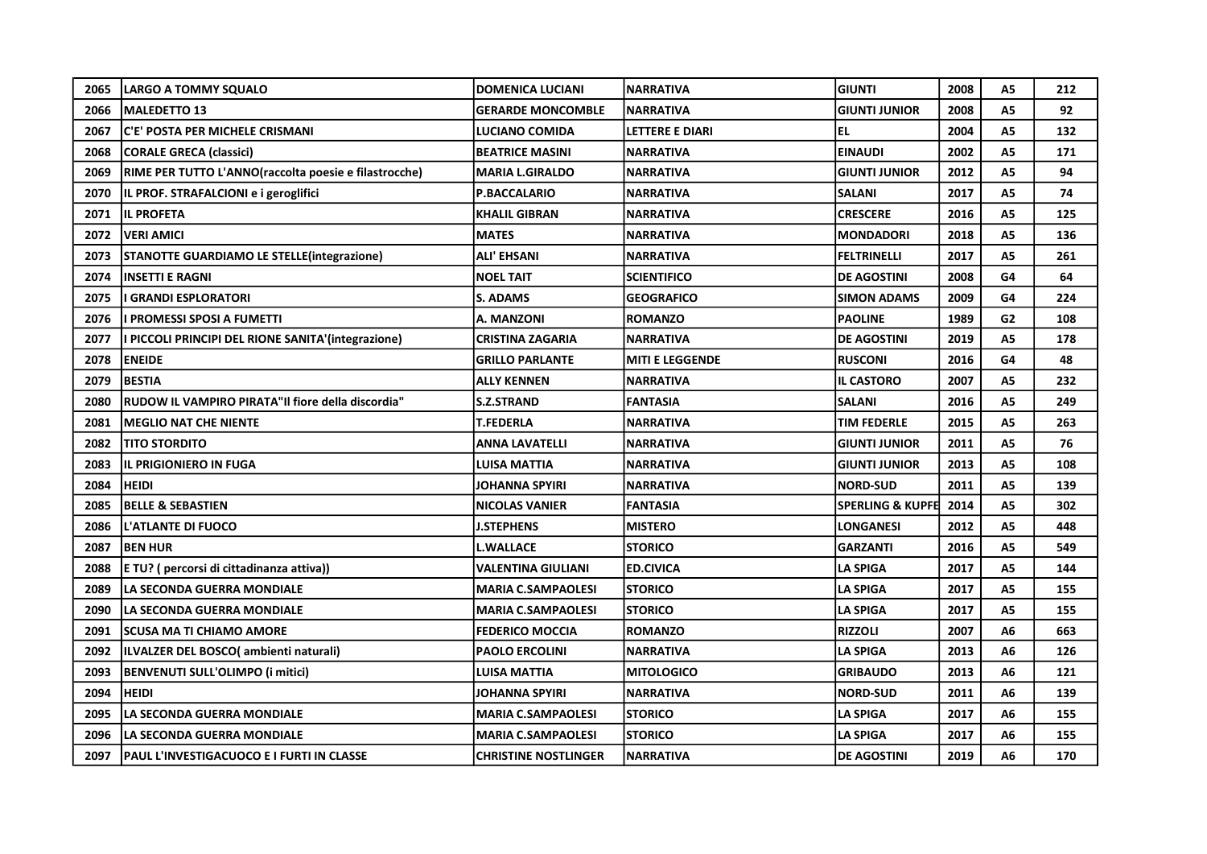| 2065 | LARGO A TOMMY SQUALO | DOMENICA LUCIANI | NARRATIVA | GIUNTI | 2008 | A5 | 212 |
|---|---|---|---|---|---|---|---|
| 2066 | MALEDETTO 13 | GERARDE MONCOMBLE | NARRATIVA | GIUNTI JUNIOR | 2008 | A5 | 92 |
| 2067 | C'E' POSTA PER MICHELE CRISMANI | LUCIANO COMIDA | LETTERE E DIARI | EL | 2004 | A5 | 132 |
| 2068 | CORALE GRECA (classici) | BEATRICE MASINI | NARRATIVA | EINAUDI | 2002 | A5 | 171 |
| 2069 | RIME PER TUTTO L'ANNO(raccolta poesie e filastrocche) | MARIA L.GIRALDO | NARRATIVA | GIUNTI JUNIOR | 2012 | A5 | 94 |
| 2070 | IL PROF. STRAFALCIONI e i geroglifici | P.BACCALARIO | NARRATIVA | SALANI | 2017 | A5 | 74 |
| 2071 | IL PROFETA | KHALIL GIBRAN | NARRATIVA | CRESCERE | 2016 | A5 | 125 |
| 2072 | VERI AMICI | MATES | NARRATIVA | MONDADORI | 2018 | A5 | 136 |
| 2073 | STANOTTE GUARDIAMO LE STELLE(integrazione) | ALI' EHSANI | NARRATIVA | FELTRINELLI | 2017 | A5 | 261 |
| 2074 | INSETTI E RAGNI | NOEL TAIT | SCIENTIFICO | DE AGOSTINI | 2008 | G4 | 64 |
| 2075 | I GRANDI ESPLORATORI | S. ADAMS | GEOGRAFICO | SIMON ADAMS | 2009 | G4 | 224 |
| 2076 | I PROMESSI SPOSI A FUMETTI | A. MANZONI | ROMANZO | PAOLINE | 1989 | G2 | 108 |
| 2077 | I PICCOLI PRINCIPI DEL RIONE SANITA'(integrazione) | CRISTINA ZAGARIA | NARRATIVA | DE AGOSTINI | 2019 | A5 | 178 |
| 2078 | ENEIDE | GRILLO PARLANTE | MITI E LEGGENDE | RUSCONI | 2016 | G4 | 48 |
| 2079 | BESTIA | ALLY KENNEN | NARRATIVA | IL CASTORO | 2007 | A5 | 232 |
| 2080 | RUDOW IL VAMPIRO PIRATA"Il fiore della discordia" | S.Z.STRAND | FANTASIA | SALANI | 2016 | A5 | 249 |
| 2081 | MEGLIO NAT CHE NIENTE | T.FEDERLA | NARRATIVA | TIM FEDERLE | 2015 | A5 | 263 |
| 2082 | TITO STORDITO | ANNA LAVATELLI | NARRATIVA | GIUNTI JUNIOR | 2011 | A5 | 76 |
| 2083 | IL PRIGIONIERO IN FUGA | LUISA MATTIA | NARRATIVA | GIUNTI JUNIOR | 2013 | A5 | 108 |
| 2084 | HEIDI | JOHANNA SPYIRI | NARRATIVA | NORD-SUD | 2011 | A5 | 139 |
| 2085 | BELLE & SEBASTIEN | NICOLAS VANIER | FANTASIA | SPERLING & KUPFE | 2014 | A5 | 302 |
| 2086 | L'ATLANTE DI FUOCO | J.STEPHENS | MISTERO | LONGANESI | 2012 | A5 | 448 |
| 2087 | BEN HUR | L.WALLACE | STORICO | GARZANTI | 2016 | A5 | 549 |
| 2088 | E TU? ( percorsi di cittadinanza attiva)) | VALENTINA GIULIANI | ED.CIVICA | LA SPIGA | 2017 | A5 | 144 |
| 2089 | LA SECONDA GUERRA MONDIALE | MARIA C.SAMPAOLESI | STORICO | LA SPIGA | 2017 | A5 | 155 |
| 2090 | LA SECONDA GUERRA MONDIALE | MARIA C.SAMPAOLESI | STORICO | LA SPIGA | 2017 | A5 | 155 |
| 2091 | SCUSA MA TI CHIAMO AMORE | FEDERICO MOCCIA | ROMANZO | RIZZOLI | 2007 | A6 | 663 |
| 2092 | ILVALZER DEL BOSCO( ambienti naturali) | PAOLO ERCOLINI | NARRATIVA | LA SPIGA | 2013 | A6 | 126 |
| 2093 | BENVENUTI SULL'OLIMPO (i mitici) | LUISA MATTIA | MITOLOGICO | GRIBAUDO | 2013 | A6 | 121 |
| 2094 | HEIDI | JOHANNA SPYIRI | NARRATIVA | NORD-SUD | 2011 | A6 | 139 |
| 2095 | LA SECONDA GUERRA MONDIALE | MARIA C.SAMPAOLESI | STORICO | LA SPIGA | 2017 | A6 | 155 |
| 2096 | LA SECONDA GUERRA MONDIALE | MARIA C.SAMPAOLESI | STORICO | LA SPIGA | 2017 | A6 | 155 |
| 2097 | PAUL L'INVESTIGACUOCO E I FURTI IN CLASSE | CHRISTINE NOSTLINGER | NARRATIVA | DE AGOSTINI | 2019 | A6 | 170 |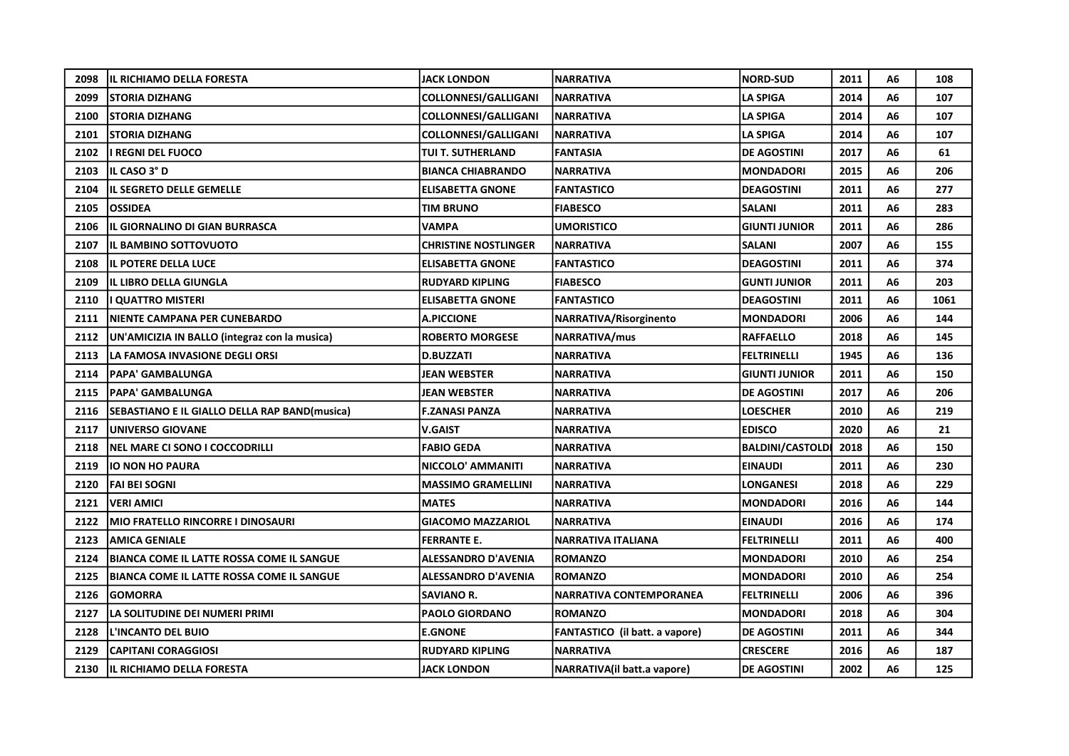| 2098 | IL RICHIAMO DELLA FORESTA | JACK LONDON | NARRATIVA | NORD-SUD | 2011 | A6 | 108 |
|---|---|---|---|---|---|---|---|
| 2099 | STORIA DIZHANG | COLLONNESI/GALLIGANI | NARRATIVA | LA SPIGA | 2014 | A6 | 107 |
| 2100 | STORIA DIZHANG | COLLONNESI/GALLIGANI | NARRATIVA | LA SPIGA | 2014 | A6 | 107 |
| 2101 | STORIA DIZHANG | COLLONNESI/GALLIGANI | NARRATIVA | LA SPIGA | 2014 | A6 | 107 |
| 2102 | I REGNI DEL FUOCO | TUI T. SUTHERLAND | FANTASIA | DE AGOSTINI | 2017 | A6 | 61 |
| 2103 | IL CASO 3° D | BIANCA CHIABRANDO | NARRATIVA | MONDADORI | 2015 | A6 | 206 |
| 2104 | IL SEGRETO DELLE GEMELLE | ELISABETTA GNONE | FANTASTICO | DEAGOSTINI | 2011 | A6 | 277 |
| 2105 | OSSIDEA | TIM BRUNO | FIABESCO | SALANI | 2011 | A6 | 283 |
| 2106 | IL GIORNALINO DI GIAN BURRASCA | VAMPA | UMORISTICO | GIUNTI JUNIOR | 2011 | A6 | 286 |
| 2107 | IL BAMBINO SOTTOVUOTO | CHRISTINE NOSTLINGER | NARRATIVA | SALANI | 2007 | A6 | 155 |
| 2108 | IL POTERE DELLA LUCE | ELISABETTA GNONE | FANTASTICO | DEAGOSTINI | 2011 | A6 | 374 |
| 2109 | IL LIBRO DELLA GIUNGLA | RUDYARD KIPLING | FIABESCO | GUNTI JUNIOR | 2011 | A6 | 203 |
| 2110 | I QUATTRO MISTERI | ELISABETTA GNONE | FANTASTICO | DEAGOSTINI | 2011 | A6 | 1061 |
| 2111 | NIENTE CAMPANA PER CUNEBARDO | A.PICCIONE | NARRATIVA/Risorginento | MONDADORI | 2006 | A6 | 144 |
| 2112 | UN'AMICIZIA IN BALLO (integraz con la musica) | ROBERTO MORGESE | NARRATIVA/mus | RAFFAELLO | 2018 | A6 | 145 |
| 2113 | LA FAMOSA INVASIONE DEGLI ORSI | D.BUZZATI | NARRATIVA | FELTRINELLI | 1945 | A6 | 136 |
| 2114 | PAPA' GAMBALUNGA | JEAN WEBSTER | NARRATIVA | GIUNTI JUNIOR | 2011 | A6 | 150 |
| 2115 | PAPA' GAMBALUNGA | JEAN WEBSTER | NARRATIVA | DE AGOSTINI | 2017 | A6 | 206 |
| 2116 | SEBASTIANO E IL GIALLO DELLA RAP BAND(musica) | F.ZANASI PANZA | NARRATIVA | LOESCHER | 2010 | A6 | 219 |
| 2117 | UNIVERSO GIOVANE | V.GAIST | NARRATIVA | EDISCO | 2020 | A6 | 21 |
| 2118 | NEL MARE CI SONO I COCCODRILLI | FABIO GEDA | NARRATIVA | BALDINI/CASTOLDI | 2018 | A6 | 150 |
| 2119 | IO NON HO PAURA | NICCOLO' AMMANITI | NARRATIVA | EINAUDI | 2011 | A6 | 230 |
| 2120 | FAI BEI SOGNI | MASSIMO GRAMELLINI | NARRATIVA | LONGANESI | 2018 | A6 | 229 |
| 2121 | VERI AMICI | MATES | NARRATIVA | MONDADORI | 2016 | A6 | 144 |
| 2122 | MIO FRATELLO RINCORRE I DINOSAURI | GIACOMO MAZZARIOL | NARRATIVA | EINAUDI | 2016 | A6 | 174 |
| 2123 | AMICA GENIALE | FERRANTE E. | NARRATIVA ITALIANA | FELTRINELLI | 2011 | A6 | 400 |
| 2124 | BIANCA COME IL LATTE ROSSA COME IL SANGUE | ALESSANDRO D'AVENIA | ROMANZO | MONDADORI | 2010 | A6 | 254 |
| 2125 | BIANCA COME IL LATTE ROSSA COME IL SANGUE | ALESSANDRO D'AVENIA | ROMANZO | MONDADORI | 2010 | A6 | 254 |
| 2126 | GOMORRA | SAVIANO R. | NARRATIVA CONTEMPORANEA | FELTRINELLI | 2006 | A6 | 396 |
| 2127 | LA SOLITUDINE DEI NUMERI PRIMI | PAOLO GIORDANO | ROMANZO | MONDADORI | 2018 | A6 | 304 |
| 2128 | L'INCANTO DEL BUIO | E.GNONE | FANTASTICO (il batt. a vapore) | DE AGOSTINI | 2011 | A6 | 344 |
| 2129 | CAPITANI CORAGGIOSI | RUDYARD KIPLING | NARRATIVA | CRESCERE | 2016 | A6 | 187 |
| 2130 | IL RICHIAMO DELLA FORESTA | JACK LONDON | NARRATIVA(il batt.a vapore) | DE AGOSTINI | 2002 | A6 | 125 |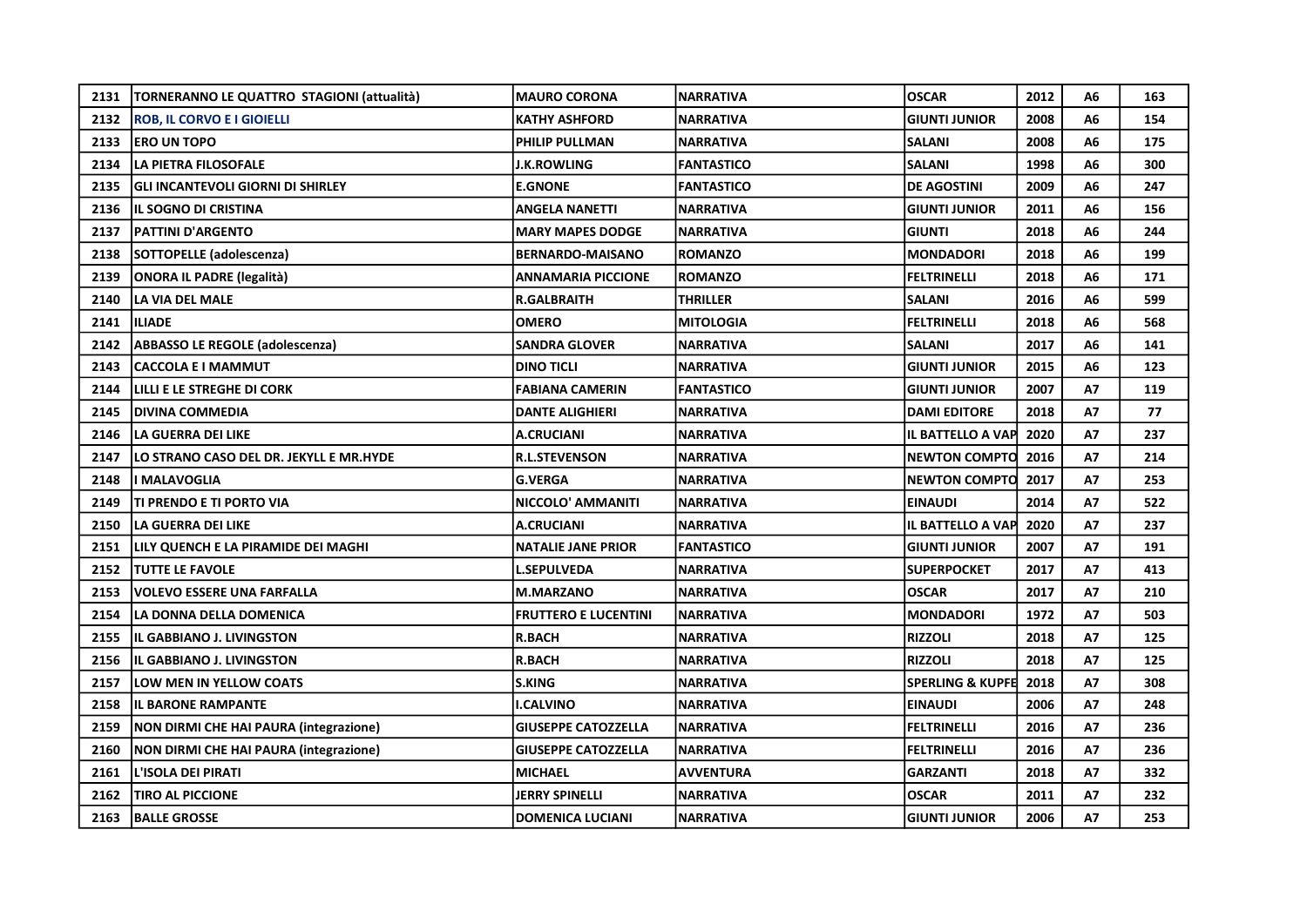| 2131 | TORNERANNO LE QUATTRO STAGIONI (attualità) | MAURO CORONA | NARRATIVA | OSCAR | 2012 | A6 | 163 |
|---|---|---|---|---|---|---|---|
| 2132 | ROB, IL CORVO E I GIOIELLI | KATHY ASHFORD | NARRATIVA | GIUNTI JUNIOR | 2008 | A6 | 154 |
| 2133 | ERO UN TOPO | PHILIP PULLMAN | NARRATIVA | SALANI | 2008 | A6 | 175 |
| 2134 | LA PIETRA FILOSOFALE | J.K.ROWLING | FANTASTICO | SALANI | 1998 | A6 | 300 |
| 2135 | GLI INCANTEVOLI GIORNI DI SHIRLEY | E.GNONE | FANTASTICO | DE AGOSTINI | 2009 | A6 | 247 |
| 2136 | IL SOGNO DI CRISTINA | ANGELA NANETTI | NARRATIVA | GIUNTI JUNIOR | 2011 | A6 | 156 |
| 2137 | PATTINI D'ARGENTO | MARY MAPES DODGE | NARRATIVA | GIUNTI | 2018 | A6 | 244 |
| 2138 | SOTTOPELLE (adolescenza) | BERNARDO-MAISANO | ROMANZO | MONDADORI | 2018 | A6 | 199 |
| 2139 | ONORA IL PADRE (legalità) | ANNAMARIA PICCIONE | ROMANZO | FELTRINELLI | 2018 | A6 | 171 |
| 2140 | LA VIA DEL MALE | R.GALBRAITH | THRILLER | SALANI | 2016 | A6 | 599 |
| 2141 | ILIADE | OMERO | MITOLOGIA | FELTRINELLI | 2018 | A6 | 568 |
| 2142 | ABBASSO LE REGOLE (adolescenza) | SANDRA GLOVER | NARRATIVA | SALANI | 2017 | A6 | 141 |
| 2143 | CACCOLA E I MAMMUT | DINO TICLI | NARRATIVA | GIUNTI JUNIOR | 2015 | A6 | 123 |
| 2144 | LILLI E LE STREGHE DI CORK | FABIANA CAMERIN | FANTASTICO | GIUNTI JUNIOR | 2007 | A7 | 119 |
| 2145 | DIVINA COMMEDIA | DANTE ALIGHIERI | NARRATIVA | DAMI EDITORE | 2018 | A7 | 77 |
| 2146 | LA GUERRA DEI LIKE | A.CRUCIANI | NARRATIVA | IL BATTELLO A VAP | 2020 | A7 | 237 |
| 2147 | LO STRANO CASO DEL DR. JEKYLL E MR.HYDE | R.L.STEVENSON | NARRATIVA | NEWTON COMPTO | 2016 | A7 | 214 |
| 2148 | I MALAVOGLIA | G.VERGA | NARRATIVA | NEWTON COMPTO | 2017 | A7 | 253 |
| 2149 | TI PRENDO E TI PORTO VIA | NICCOLO' AMMANITI | NARRATIVA | EINAUDI | 2014 | A7 | 522 |
| 2150 | LA GUERRA DEI LIKE | A.CRUCIANI | NARRATIVA | IL BATTELLO A VAP | 2020 | A7 | 237 |
| 2151 | LILY QUENCH E LA PIRAMIDE DEI MAGHI | NATALIE JANE PRIOR | FANTASTICO | GIUNTI JUNIOR | 2007 | A7 | 191 |
| 2152 | TUTTE LE FAVOLE | L.SEPULVEDA | NARRATIVA | SUPERPOCKET | 2017 | A7 | 413 |
| 2153 | VOLEVO ESSERE UNA FARFALLA | M.MARZANO | NARRATIVA | OSCAR | 2017 | A7 | 210 |
| 2154 | LA DONNA DELLA DOMENICA | FRUTTERO E LUCENTINI | NARRATIVA | MONDADORI | 1972 | A7 | 503 |
| 2155 | IL GABBIANO J. LIVINGSTON | R.BACH | NARRATIVA | RIZZOLI | 2018 | A7 | 125 |
| 2156 | IL GABBIANO J. LIVINGSTON | R.BACH | NARRATIVA | RIZZOLI | 2018 | A7 | 125 |
| 2157 | LOW MEN IN YELLOW COATS | S.KING | NARRATIVA | SPERLING & KUPFE | 2018 | A7 | 308 |
| 2158 | IL BARONE RAMPANTE | I.CALVINO | NARRATIVA | EINAUDI | 2006 | A7 | 248 |
| 2159 | NON DIRMI CHE HAI PAURA (integrazione) | GIUSEPPE CATOZZELLA | NARRATIVA | FELTRINELLI | 2016 | A7 | 236 |
| 2160 | NON DIRMI CHE HAI PAURA (integrazione) | GIUSEPPE CATOZZELLA | NARRATIVA | FELTRINELLI | 2016 | A7 | 236 |
| 2161 | L'ISOLA DEI PIRATI | MICHAEL | AVVENTURA | GARZANTI | 2018 | A7 | 332 |
| 2162 | TIRO AL PICCIONE | JERRY SPINELLI | NARRATIVA | OSCAR | 2011 | A7 | 232 |
| 2163 | BALLE GROSSE | DOMENICA LUCIANI | NARRATIVA | GIUNTI JUNIOR | 2006 | A7 | 253 |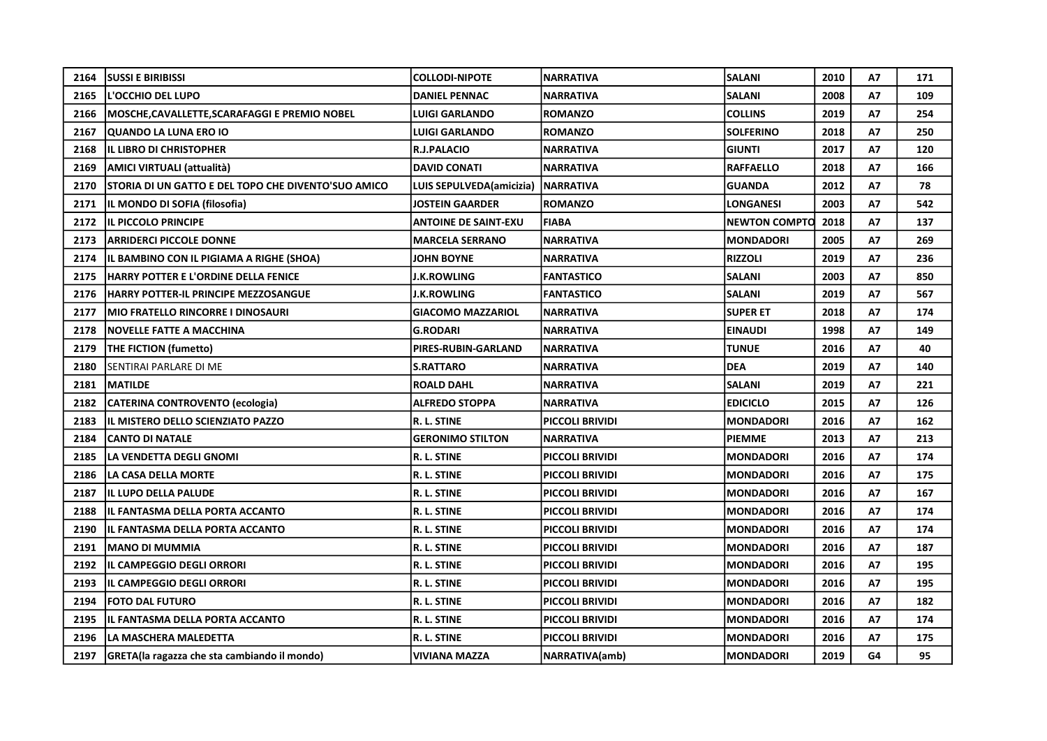| 2164 | SUSSI E BIRIBISSI | COLLODI-NIPOTE | NARRATIVA | SALANI | 2010 | A7 | 171 |
|---|---|---|---|---|---|---|---|
| 2165 | L'OCCHIO DEL LUPO | DANIEL PENNAC | NARRATIVA | SALANI | 2008 | A7 | 109 |
| 2166 | MOSCHE,CAVALLETTE,SCARAFAGGI E PREMIO NOBEL | LUIGI GARLANDO | ROMANZO | COLLINS | 2019 | A7 | 254 |
| 2167 | QUANDO LA LUNA ERO IO | LUIGI GARLANDO | ROMANZO | SOLFERINO | 2018 | A7 | 250 |
| 2168 | IL LIBRO DI CHRISTOPHER | R.J.PALACIO | NARRATIVA | GIUNTI | 2017 | A7 | 120 |
| 2169 | AMICI VIRTUALI (attualità) | DAVID CONATI | NARRATIVA | RAFFAELLO | 2018 | A7 | 166 |
| 2170 | STORIA DI UN GATTO E DEL TOPO CHE DIVENTO'SUO AMICO | LUIS SEPULVEDA(amicizia) | NARRATIVA | GUANDA | 2012 | A7 | 78 |
| 2171 | IL MONDO DI SOFIA (filosofia) | JOSTEIN GAARDER | ROMANZO | LONGANESI | 2003 | A7 | 542 |
| 2172 | IL PICCOLO PRINCIPE | ANTOINE DE SAINT-EXU | FIABA | NEWTON COMPTO | 2018 | A7 | 137 |
| 2173 | ARRIDERCI PICCOLE DONNE | MARCELA SERRANO | NARRATIVA | MONDADORI | 2005 | A7 | 269 |
| 2174 | IL BAMBINO CON IL PIGIAMA A RIGHE (SHOA) | JOHN BOYNE | NARRATIVA | RIZZOLI | 2019 | A7 | 236 |
| 2175 | HARRY POTTER E L'ORDINE DELLA FENICE | J.K.ROWLING | FANTASTICO | SALANI | 2003 | A7 | 850 |
| 2176 | HARRY POTTER-IL PRINCIPE MEZZOSANGUE | J.K.ROWLING | FANTASTICO | SALANI | 2019 | A7 | 567 |
| 2177 | MIO FRATELLO RINCORRE I DINOSAURI | GIACOMO MAZZARIOL | NARRATIVA | SUPER ET | 2018 | A7 | 174 |
| 2178 | NOVELLE FATTE A MACCHINA | G.RODARI | NARRATIVA | EINAUDI | 1998 | A7 | 149 |
| 2179 | THE FICTION (fumetto) | PIRES-RUBIN-GARLAND | NARRATIVA | TUNUE | 2016 | A7 | 40 |
| 2180 | SENTIRAI PARLARE DI ME | S.RATTARO | NARRATIVA | DEA | 2019 | A7 | 140 |
| 2181 | MATILDE | ROALD DAHL | NARRATIVA | SALANI | 2019 | A7 | 221 |
| 2182 | CATERINA CONTROVENTO (ecologia) | ALFREDO STOPPA | NARRATIVA | EDICICLO | 2015 | A7 | 126 |
| 2183 | IL MISTERO DELLO SCIENZIATO PAZZO | R. L. STINE | PICCOLI BRIVIDI | MONDADORI | 2016 | A7 | 162 |
| 2184 | CANTO DI NATALE | GERONIMO STILTON | NARRATIVA | PIEMME | 2013 | A7 | 213 |
| 2185 | LA VENDETTA DEGLI GNOMI | R. L. STINE | PICCOLI BRIVIDI | MONDADORI | 2016 | A7 | 174 |
| 2186 | LA CASA DELLA MORTE | R. L. STINE | PICCOLI BRIVIDI | MONDADORI | 2016 | A7 | 175 |
| 2187 | IL LUPO DELLA PALUDE | R. L. STINE | PICCOLI BRIVIDI | MONDADORI | 2016 | A7 | 167 |
| 2188 | IL FANTASMA DELLA PORTA ACCANTO | R. L. STINE | PICCOLI BRIVIDI | MONDADORI | 2016 | A7 | 174 |
| 2190 | IL FANTASMA DELLA PORTA ACCANTO | R. L. STINE | PICCOLI BRIVIDI | MONDADORI | 2016 | A7 | 174 |
| 2191 | MANO DI MUMMIA | R. L. STINE | PICCOLI BRIVIDI | MONDADORI | 2016 | A7 | 187 |
| 2192 | IL CAMPEGGIO DEGLI ORRORI | R. L. STINE | PICCOLI BRIVIDI | MONDADORI | 2016 | A7 | 195 |
| 2193 | IL CAMPEGGIO DEGLI ORRORI | R. L. STINE | PICCOLI BRIVIDI | MONDADORI | 2016 | A7 | 195 |
| 2194 | FOTO DAL FUTURO | R. L. STINE | PICCOLI BRIVIDI | MONDADORI | 2016 | A7 | 182 |
| 2195 | IL FANTASMA DELLA PORTA ACCANTO | R. L. STINE | PICCOLI BRIVIDI | MONDADORI | 2016 | A7 | 174 |
| 2196 | LA MASCHERA MALEDETTA | R. L. STINE | PICCOLI BRIVIDI | MONDADORI | 2016 | A7 | 175 |
| 2197 | GRETA(la ragazza che sta cambiando il mondo) | VIVIANA MAZZA | NARRATIVA(amb) | MONDADORI | 2019 | G4 | 95 |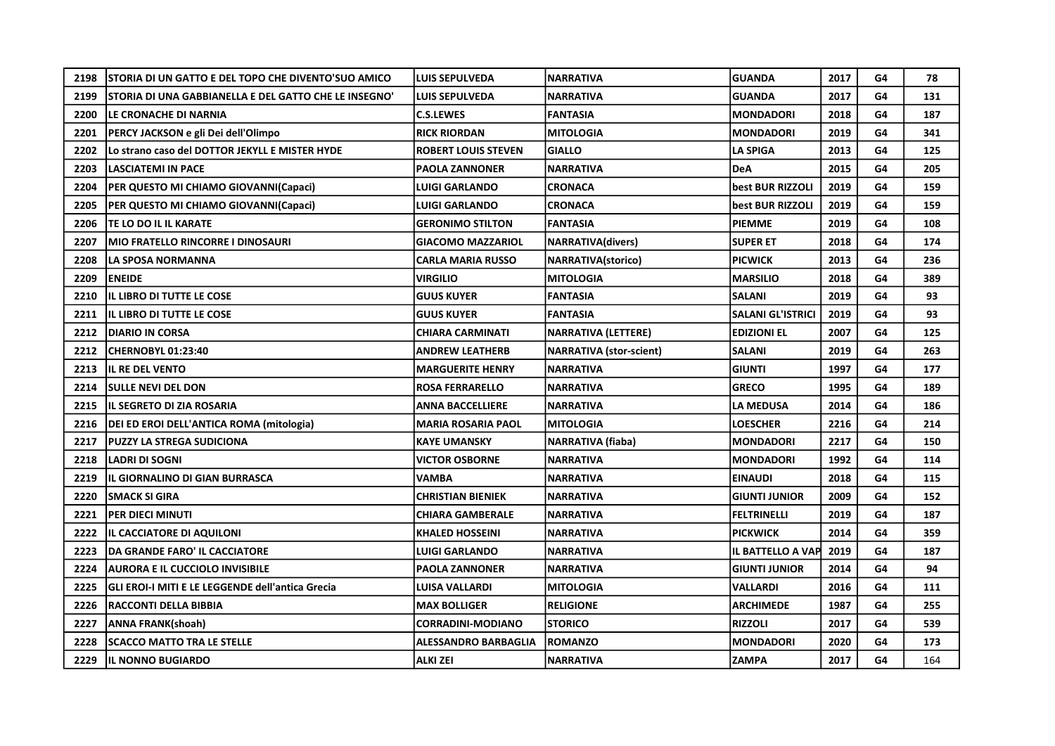| 2198 | STORIA DI UN GATTO E DEL TOPO CHE DIVENTO'SUO AMICO | LUIS SEPULVEDA | NARRATIVA | GUANDA | 2017 | G4 | 78 |
|---|---|---|---|---|---|---|---|
| 2199 | STORIA DI UNA GABBIANELLA E DEL GATTO CHE LE INSEGNO' | LUIS SEPULVEDA | NARRATIVA | GUANDA | 2017 | G4 | 131 |
| 2200 | LE CRONACHE DI NARNIA | C.S.LEWES | FANTASIA | MONDADORI | 2018 | G4 | 187 |
| 2201 | PERCY JACKSON e gli Dei dell'Olimpo | RICK RIORDAN | MITOLOGIA | MONDADORI | 2019 | G4 | 341 |
| 2202 | Lo strano caso del DOTTOR JEKYLL E MISTER HYDE | ROBERT LOUIS STEVEN | GIALLO | LA SPIGA | 2013 | G4 | 125 |
| 2203 | LASCIATEMI IN PACE | PAOLA ZANNONER | NARRATIVA | DeA | 2015 | G4 | 205 |
| 2204 | PER QUESTO MI CHIAMO GIOVANNI(Capaci) | LUIGI GARLANDO | CRONACA | best BUR RIZZOLI | 2019 | G4 | 159 |
| 2205 | PER QUESTO MI CHIAMO GIOVANNI(Capaci) | LUIGI GARLANDO | CRONACA | best BUR RIZZOLI | 2019 | G4 | 159 |
| 2206 | TE LO DO IL IL KARATE | GERONIMO STILTON | FANTASIA | PIEMME | 2019 | G4 | 108 |
| 2207 | MIO FRATELLO RINCORRE I DINOSAURI | GIACOMO MAZZARIOL | NARRATIVA(divers) | SUPER ET | 2018 | G4 | 174 |
| 2208 | LA SPOSA NORMANNA | CARLA MARIA RUSSO | NARRATIVA(storico) | PICWICK | 2013 | G4 | 236 |
| 2209 | ENEIDE | VIRGILIO | MITOLOGIA | MARSILIO | 2018 | G4 | 389 |
| 2210 | IL LIBRO DI TUTTE LE COSE | GUUS KUYER | FANTASIA | SALANI | 2019 | G4 | 93 |
| 2211 | IL LIBRO DI TUTTE LE COSE | GUUS KUYER | FANTASIA | SALANI GL'ISTRICI | 2019 | G4 | 93 |
| 2212 | DIARIO IN CORSA | CHIARA CARMINATI | NARRATIVA (LETTERE) | EDIZIONI EL | 2007 | G4 | 125 |
| 2212 | CHERNOBYL 01:23:40 | ANDREW LEATHERB | NARRATIVA (stor-scient) | SALANI | 2019 | G4 | 263 |
| 2213 | IL RE DEL VENTO | MARGUERITE HENRY | NARRATIVA | GIUNTI | 1997 | G4 | 177 |
| 2214 | SULLE NEVI DEL DON | ROSA FERRARELLO | NARRATIVA | GRECO | 1995 | G4 | 189 |
| 2215 | IL SEGRETO DI ZIA ROSARIA | ANNA BACCELLIERE | NARRATIVA | LA MEDUSA | 2014 | G4 | 186 |
| 2216 | DEI ED EROI DELL'ANTICA ROMA (mitologia) | MARIA ROSARIA PAOL | MITOLOGIA | LOESCHER | 2216 | G4 | 214 |
| 2217 | PUZZY LA STREGA SUDICIONA | KAYE UMANSKY | NARRATIVA (fiaba) | MONDADORI | 2217 | G4 | 150 |
| 2218 | LADRI DI SOGNI | VICTOR OSBORNE | NARRATIVA | MONDADORI | 1992 | G4 | 114 |
| 2219 | IL GIORNALINO DI GIAN BURRASCA | VAMBA | NARRATIVA | EINAUDI | 2018 | G4 | 115 |
| 2220 | SMACK SI GIRA | CHRISTIAN BIENIEK | NARRATIVA | GIUNTI JUNIOR | 2009 | G4 | 152 |
| 2221 | PER DIECI MINUTI | CHIARA GAMBERALE | NARRATIVA | FELTRINELLI | 2019 | G4 | 187 |
| 2222 | IL CACCIATORE DI AQUILONI | KHALED HOSSEINI | NARRATIVA | PICKWICK | 2014 | G4 | 359 |
| 2223 | DA GRANDE FARO' IL CACCIATORE | LUIGI GARLANDO | NARRATIVA | IL BATTELLO A VAP | 2019 | G4 | 187 |
| 2224 | AURORA E IL CUCCIOLO INVISIBILE | PAOLA ZANNONER | NARRATIVA | GIUNTI JUNIOR | 2014 | G4 | 94 |
| 2225 | GLI EROI-I MITI E LE LEGGENDE dell'antica Grecia | LUISA VALLARDI | MITOLOGIA | VALLARDI | 2016 | G4 | 111 |
| 2226 | RACCONTI DELLA BIBBIA | MAX BOLLIGER | RELIGIONE | ARCHIMEDE | 1987 | G4 | 255 |
| 2227 | ANNA FRANK(shoah) | CORRADINI-MODIANO | STORICO | RIZZOLI | 2017 | G4 | 539 |
| 2228 | SCACCO MATTO TRA LE STELLE | ALESSANDRO BARBAGLIA | ROMANZO | MONDADORI | 2020 | G4 | 173 |
| 2229 | IL NONNO BUGIARDO | ALKI ZEI | NARRATIVA | ZAMPA | 2017 | G4 | 164 |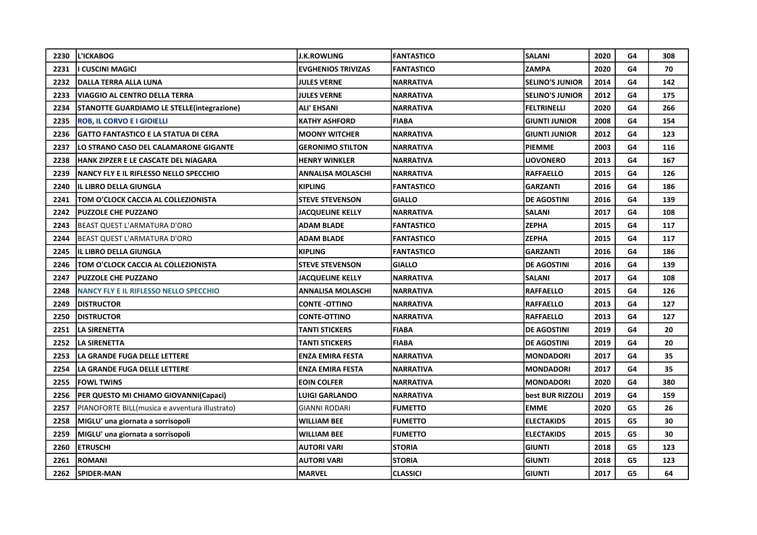| 2230 | L'ICKABOG | J.K.ROWLING | FANTASTICO | SALANI | 2020 | G4 | 308 |
|---|---|---|---|---|---|---|---|
| 2231 | I CUSCINI MAGICI | EVGHENIOS TRIVIZAS | FANTASTICO | ZAMPA | 2020 | G4 | 70 |
| 2232 | DALLA TERRA ALLA LUNA | JULES VERNE | NARRATIVA | SELINO'S JUNIOR | 2014 | G4 | 142 |
| 2233 | VIAGGIO AL CENTRO DELLA TERRA | JULES VERNE | NARRATIVA | SELINO'S JUNIOR | 2012 | G4 | 175 |
| 2234 | STANOTTE GUARDIAMO LE STELLE(integrazione) | ALI' EHSANI | NARRATIVA | FELTRINELLI | 2020 | G4 | 266 |
| 2235 | ROB, IL CORVO E I GIOIELLI | KATHY ASHFORD | FIABA | GIUNTI JUNIOR | 2008 | G4 | 154 |
| 2236 | GATTO FANTASTICO E LA STATUA DI CERA | MOONY WITCHER | NARRATIVA | GIUNTI JUNIOR | 2012 | G4 | 123 |
| 2237 | LO STRANO CASO DEL CALAMARONE GIGANTE | GERONIMO STILTON | NARRATIVA | PIEMME | 2003 | G4 | 116 |
| 2238 | HANK ZIPZER E LE CASCATE DEL NIAGARA | HENRY WINKLER | NARRATIVA | UOVONERO | 2013 | G4 | 167 |
| 2239 | NANCY FLY E IL RIFLESSO NELLO SPECCHIO | ANNALISA MOLASCHI | NARRATIVA | RAFFAELLO | 2015 | G4 | 126 |
| 2240 | IL LIBRO DELLA GIUNGLA | KIPLING | FANTASTICO | GARZANTI | 2016 | G4 | 186 |
| 2241 | TOM O'CLOCK CACCIA AL COLLEZIONISTA | STEVE STEVENSON | GIALLO | DE AGOSTINI | 2016 | G4 | 139 |
| 2242 | PUZZOLE CHE PUZZANO | JACQUELINE KELLY | NARRATIVA | SALANI | 2017 | G4 | 108 |
| 2243 | BEAST QUEST L'ARMATURA D'ORO | ADAM BLADE | FANTASTICO | ZEPHA | 2015 | G4 | 117 |
| 2244 | BEAST QUEST L'ARMATURA D'ORO | ADAM BLADE | FANTASTICO | ZEPHA | 2015 | G4 | 117 |
| 2245 | IL LIBRO DELLA GIUNGLA | KIPLING | FANTASTICO | GARZANTI | 2016 | G4 | 186 |
| 2246 | TOM O'CLOCK CACCIA AL COLLEZIONISTA | STEVE STEVENSON | GIALLO | DE AGOSTINI | 2016 | G4 | 139 |
| 2247 | PUZZOLE CHE PUZZANO | JACQUELINE KELLY | NARRATIVA | SALANI | 2017 | G4 | 108 |
| 2248 | NANCY FLY E IL RIFLESSO NELLO SPECCHIO | ANNALISA MOLASCHI | NARRATIVA | RAFFAELLO | 2015 | G4 | 126 |
| 2249 | DISTRUCTOR | CONTE -OTTINO | NARRATIVA | RAFFAELLO | 2013 | G4 | 127 |
| 2250 | DISTRUCTOR | CONTE-OTTINO | NARRATIVA | RAFFAELLO | 2013 | G4 | 127 |
| 2251 | LA SIRENETTA | TANTI STICKERS | FIABA | DE AGOSTINI | 2019 | G4 | 20 |
| 2252 | LA SIRENETTA | TANTI STICKERS | FIABA | DE AGOSTINI | 2019 | G4 | 20 |
| 2253 | LA GRANDE FUGA DELLE LETTERE | ENZA EMIRA FESTA | NARRATIVA | MONDADORI | 2017 | G4 | 35 |
| 2254 | LA GRANDE FUGA DELLE LETTERE | ENZA EMIRA FESTA | NARRATIVA | MONDADORI | 2017 | G4 | 35 |
| 2255 | FOWL TWINS | EOIN COLFER | NARRATIVA | MONDADORI | 2020 | G4 | 380 |
| 2256 | PER QUESTO MI CHIAMO GIOVANNI(Capaci) | LUIGI GARLANDO | NARRATIVA | best BUR RIZZOLI | 2019 | G4 | 159 |
| 2257 | PIANOFORTE BILL(musica e avventura illustrato) | GIANNI RODARI | FUMETTO | EMME | 2020 | G5 | 26 |
| 2258 | MIGLU' una giornata a sorrisopoli | WILLIAM BEE | FUMETTO | ELECTAKIDS | 2015 | G5 | 30 |
| 2259 | MIGLU' una giornata a sorrisopoli | WILLIAM BEE | FUMETTO | ELECTAKIDS | 2015 | G5 | 30 |
| 2260 | ETRUSCHI | AUTORI VARI | STORIA | GIUNTI | 2018 | G5 | 123 |
| 2261 | ROMANI | AUTORI VARI | STORIA | GIUNTI | 2018 | G5 | 123 |
| 2262 | SPIDER-MAN | MARVEL | CLASSICI | GIUNTI | 2017 | G5 | 64 |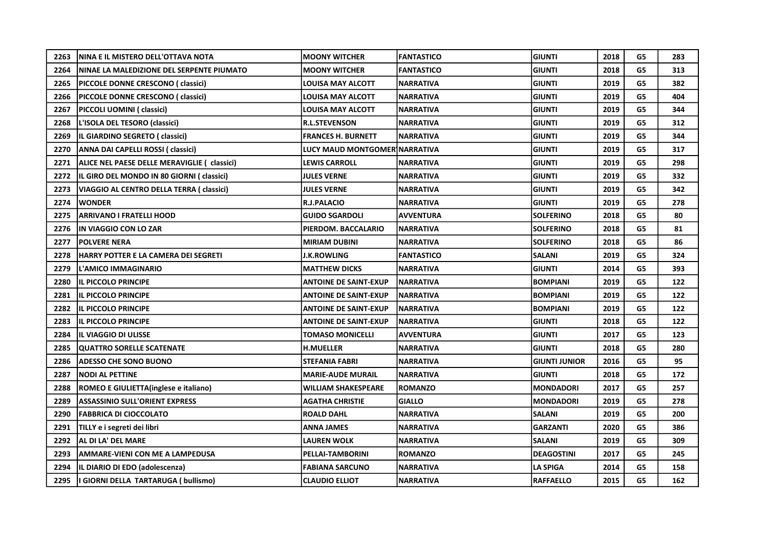| 2263 | NINA E IL MISTERO DELL'OTTAVA NOTA | MOONY WITCHER | FANTASTICO | GIUNTI | 2018 | G5 | 283 |
|---|---|---|---|---|---|---|---|
| 2264 | NINAE LA MALEDIZIONE DEL SERPENTE PIUMATO | MOONY WITCHER | FANTASTICO | GIUNTI | 2018 | G5 | 313 |
| 2265 | PICCOLE DONNE CRESCONO ( classici) | LOUISA MAY ALCOTT | NARRATIVA | GIUNTI | 2019 | G5 | 382 |
| 2266 | PICCOLE DONNE CRESCONO ( classici) | LOUISA MAY ALCOTT | NARRATIVA | GIUNTI | 2019 | G5 | 404 |
| 2267 | PICCOLI UOMINI ( classici) | LOUISA MAY ALCOTT | NARRATIVA | GIUNTI | 2019 | G5 | 344 |
| 2268 | L'ISOLA DEL TESORO (classici) | R.L.STEVENSON | NARRATIVA | GIUNTI | 2019 | G5 | 312 |
| 2269 | IL GIARDINO SEGRETO ( classici) | FRANCES H. BURNETT | NARRATIVA | GIUNTI | 2019 | G5 | 344 |
| 2270 | ANNA DAI CAPELLI ROSSI ( classici) | LUCY MAUD MONTGOMER | NARRATIVA | GIUNTI | 2019 | G5 | 317 |
| 2271 | ALICE NEL PAESE DELLE MERAVIGLIE ( classici) | LEWIS CARROLL | NARRATIVA | GIUNTI | 2019 | G5 | 298 |
| 2272 | IL GIRO DEL MONDO IN 80 GIORNI ( classici) | JULES VERNE | NARRATIVA | GIUNTI | 2019 | G5 | 332 |
| 2273 | VIAGGIO AL CENTRO DELLA TERRA ( classici) | JULES VERNE | NARRATIVA | GIUNTI | 2019 | G5 | 342 |
| 2274 | WONDER | R.J.PALACIO | NARRATIVA | GIUNTI | 2019 | G5 | 278 |
| 2275 | ARRIVANO I FRATELLI HOOD | GUIDO SGARDOLI | AVVENTURA | SOLFERINO | 2018 | G5 | 80 |
| 2276 | IN VIAGGIO CON LO ZAR | PIERDOM. BACCALARIO | NARRATIVA | SOLFERINO | 2018 | G5 | 81 |
| 2277 | POLVERE NERA | MIRIAM DUBINI | NARRATIVA | SOLFERINO | 2018 | G5 | 86 |
| 2278 | HARRY POTTER E LA CAMERA DEI SEGRETI | J.K.ROWLING | FANTASTICO | SALANI | 2019 | G5 | 324 |
| 2279 | L'AMICO IMMAGINARIO | MATTHEW DICKS | NARRATIVA | GIUNTI | 2014 | G5 | 393 |
| 2280 | IL PICCOLO PRINCIPE | ANTOINE DE SAINT-EXUP | NARRATIVA | BOMPIANI | 2019 | G5 | 122 |
| 2281 | IL PICCOLO PRINCIPE | ANTOINE DE SAINT-EXUP | NARRATIVA | BOMPIANI | 2019 | G5 | 122 |
| 2282 | IL PICCOLO PRINCIPE | ANTOINE DE SAINT-EXUP | NARRATIVA | BOMPIANI | 2019 | G5 | 122 |
| 2283 | IL PICCOLO PRINCIPE | ANTOINE DE SAINT-EXUP | NARRATIVA | GIUNTI | 2018 | G5 | 122 |
| 2284 | IL VIAGGIO DI ULISSE | TOMASO MONICELLI | AVVENTURA | GIUNTI | 2017 | G5 | 123 |
| 2285 | QUATTRO SORELLE SCATENATE | H.MUELLER | NARRATIVA | GIUNTI | 2018 | G5 | 280 |
| 2286 | ADESSO CHE SONO BUONO | STEFANIA FABRI | NARRATIVA | GIUNTI JUNIOR | 2016 | G5 | 95 |
| 2287 | NODI AL PETTINE | MARIE-AUDE MURAIL | NARRATIVA | GIUNTI | 2018 | G5 | 172 |
| 2288 | ROMEO E GIULIETTA(inglese e italiano) | WILLIAM SHAKESPEARE | ROMANZO | MONDADORI | 2017 | G5 | 257 |
| 2289 | ASSASSINIO SULL'ORIENT EXPRESS | AGATHA CHRISTIE | GIALLO | MONDADORI | 2019 | G5 | 278 |
| 2290 | FABBRICA DI CIOCCOLATO | ROALD DAHL | NARRATIVA | SALANI | 2019 | G5 | 200 |
| 2291 | TILLY e i segreti dei libri | ANNA JAMES | NARRATIVA | GARZANTI | 2020 | G5 | 386 |
| 2292 | AL DI LA' DEL MARE | LAUREN WOLK | NARRATIVA | SALANI | 2019 | G5 | 309 |
| 2293 | AMMARE-VIENI CON ME A LAMPEDUSA | PELLAI-TAMBORINI | ROMANZO | DEAGOSTINI | 2017 | G5 | 245 |
| 2294 | IL DIARIO DI EDO (adolescenza) | FABIANA SARCUNO | NARRATIVA | LA SPIGA | 2014 | G5 | 158 |
| 2295 | I GIORNI DELLA TARTARUGA ( bullismo) | CLAUDIO ELLIOT | NARRATIVA | RAFFAELLO | 2015 | G5 | 162 |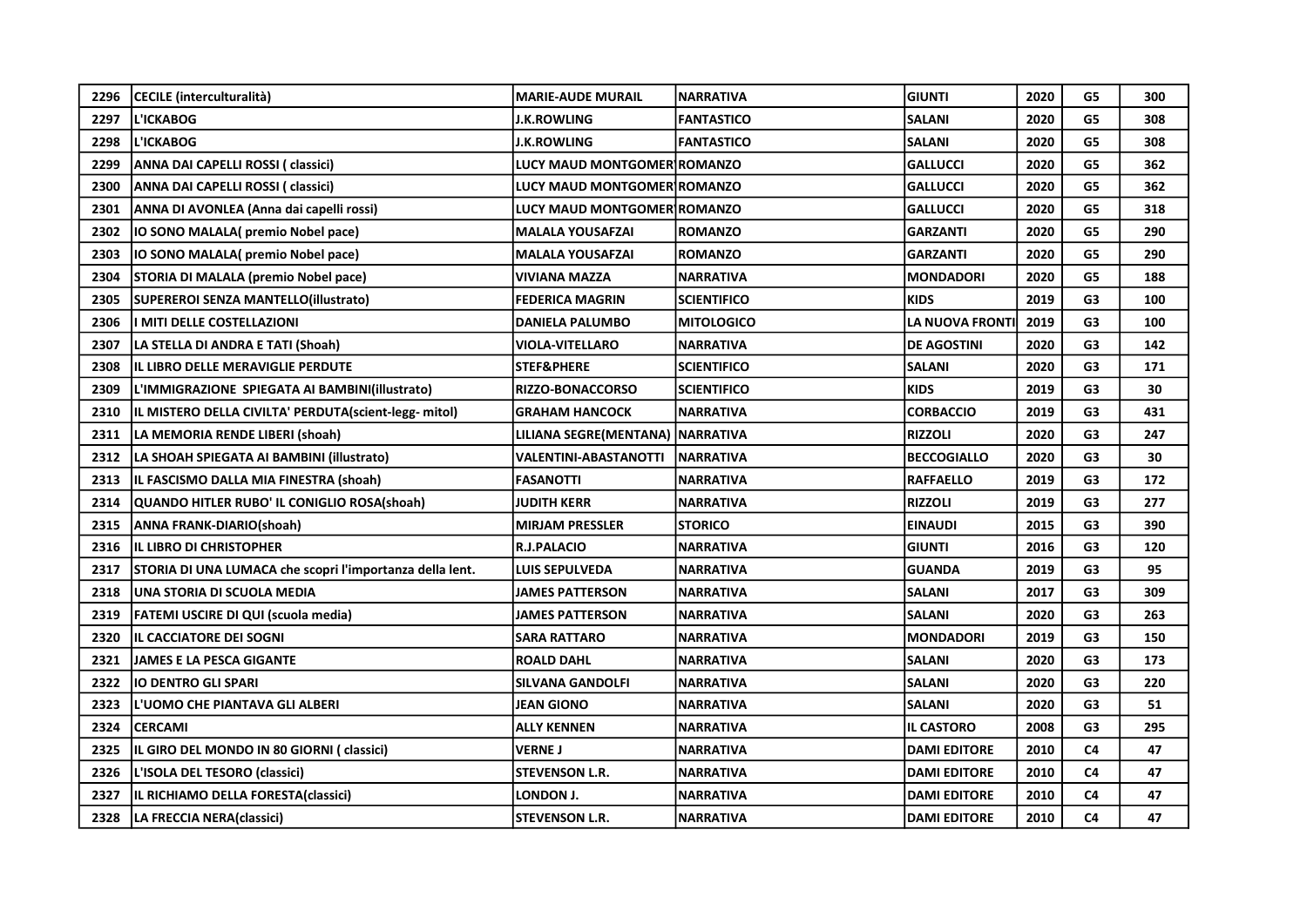| 2296 | CECILE (interculturalità) | MARIE-AUDE MURAIL | NARRATIVA | GIUNTI | 2020 | G5 | 300 |
|---|---|---|---|---|---|---|---|
| 2297 | L'ICKABOG | J.K.ROWLING | FANTASTICO | SALANI | 2020 | G5 | 308 |
| 2298 | L'ICKABOG | J.K.ROWLING | FANTASTICO | SALANI | 2020 | G5 | 308 |
| 2299 | ANNA DAI CAPELLI ROSSI ( classici) | LUCY MAUD MONTGOMER | ROMANZO | GALLUCCI | 2020 | G5 | 362 |
| 2300 | ANNA DAI CAPELLI ROSSI ( classici) | LUCY MAUD MONTGOMER | ROMANZO | GALLUCCI | 2020 | G5 | 362 |
| 2301 | ANNA DI AVONLEA (Anna dai capelli rossi) | LUCY MAUD MONTGOMER | ROMANZO | GALLUCCI | 2020 | G5 | 318 |
| 2302 | IO SONO MALALA( premio Nobel pace) | MALALA YOUSAFZAI | ROMANZO | GARZANTI | 2020 | G5 | 290 |
| 2303 | IO SONO MALALA( premio Nobel pace) | MALALA YOUSAFZAI | ROMANZO | GARZANTI | 2020 | G5 | 290 |
| 2304 | STORIA DI MALALA (premio Nobel pace) | VIVIANA MAZZA | NARRATIVA | MONDADORI | 2020 | G5 | 188 |
| 2305 | SUPEREROI SENZA MANTELLO(illustrato) | FEDERICA MAGRIN | SCIENTIFICO | KIDS | 2019 | G3 | 100 |
| 2306 | I MITI DELLE COSTELLAZIONI | DANIELA PALUMBO | MITOLOGICO | LA NUOVA FRONTI | 2019 | G3 | 100 |
| 2307 | LA STELLA DI ANDRA E TATI (Shoah) | VIOLA-VITELLARO | NARRATIVA | DE AGOSTINI | 2020 | G3 | 142 |
| 2308 | IL LIBRO DELLE MERAVIGLIE PERDUTE | STEF&PHERE | SCIENTIFICO | SALANI | 2020 | G3 | 171 |
| 2309 | L'IMMIGRAZIONE SPIEGATA AI BAMBINI(illustrato) | RIZZO-BONACCORSO | SCIENTIFICO | KIDS | 2019 | G3 | 30 |
| 2310 | IL MISTERO DELLA CIVILTA' PERDUTA(scient-legg- mitol) | GRAHAM HANCOCK | NARRATIVA | CORBACCIO | 2019 | G3 | 431 |
| 2311 | LA MEMORIA RENDE LIBERI (shoah) | LILIANA SEGRE(MENTANA) | NARRATIVA | RIZZOLI | 2020 | G3 | 247 |
| 2312 | LA SHOAH SPIEGATA AI BAMBINI (illustrato) | VALENTINI-ABASTANOTTI | NARRATIVA | BECCOGIALLO | 2020 | G3 | 30 |
| 2313 | IL FASCISMO DALLA MIA FINESTRA (shoah) | FASANOTTI | NARRATIVA | RAFFAELLO | 2019 | G3 | 172 |
| 2314 | QUANDO HITLER RUBO' IL CONIGLIO ROSA(shoah) | JUDITH KERR | NARRATIVA | RIZZOLI | 2019 | G3 | 277 |
| 2315 | ANNA FRANK-DIARIO(shoah) | MIRJAM PRESSLER | STORICO | EINAUDI | 2015 | G3 | 390 |
| 2316 | IL LIBRO DI CHRISTOPHER | R.J.PALACIO | NARRATIVA | GIUNTI | 2016 | G3 | 120 |
| 2317 | STORIA DI UNA LUMACA che scopri l'importanza della lent. | LUIS SEPULVEDA | NARRATIVA | GUANDA | 2019 | G3 | 95 |
| 2318 | UNA STORIA DI SCUOLA MEDIA | JAMES PATTERSON | NARRATIVA | SALANI | 2017 | G3 | 309 |
| 2319 | FATEMI USCIRE DI QUI (scuola media) | JAMES PATTERSON | NARRATIVA | SALANI | 2020 | G3 | 263 |
| 2320 | IL CACCIATORE DEI SOGNI | SARA RATTARO | NARRATIVA | MONDADORI | 2019 | G3 | 150 |
| 2321 | JAMES E LA PESCA GIGANTE | ROALD DAHL | NARRATIVA | SALANI | 2020 | G3 | 173 |
| 2322 | IO DENTRO GLI SPARI | SILVANA GANDOLFI | NARRATIVA | SALANI | 2020 | G3 | 220 |
| 2323 | L'UOMO CHE PIANTAVA GLI ALBERI | JEAN GIONO | NARRATIVA | SALANI | 2020 | G3 | 51 |
| 2324 | CERCAMI | ALLY KENNEN | NARRATIVA | IL CASTORO | 2008 | G3 | 295 |
| 2325 | IL GIRO DEL MONDO IN 80 GIORNI ( classici) | VERNE J | NARRATIVA | DAMI EDITORE | 2010 | C4 | 47 |
| 2326 | L'ISOLA DEL TESORO (classici) | STEVENSON L.R. | NARRATIVA | DAMI EDITORE | 2010 | C4 | 47 |
| 2327 | IL RICHIAMO DELLA FORESTA(classici) | LONDON J. | NARRATIVA | DAMI EDITORE | 2010 | C4 | 47 |
| 2328 | LA FRECCIA NERA(classici) | STEVENSON L.R. | NARRATIVA | DAMI EDITORE | 2010 | C4 | 47 |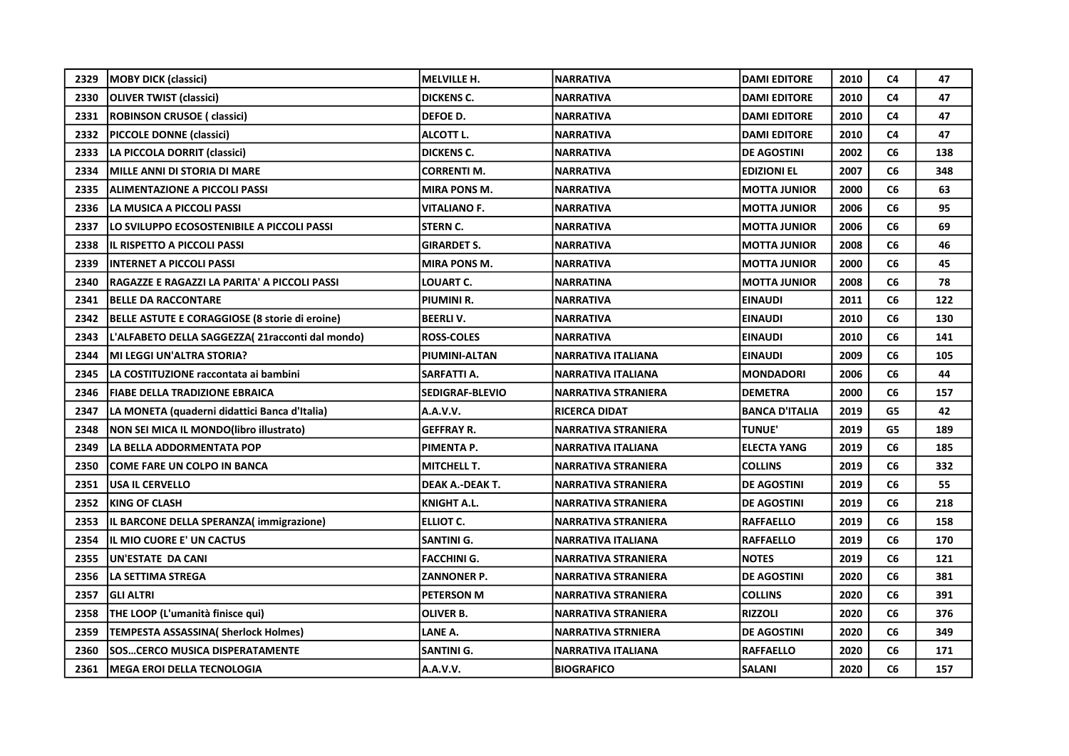| 2329 | MOBY DICK (classici) | MELVILLE H. | NARRATIVA | DAMI EDITORE | 2010 | C4 | 47 |
|---|---|---|---|---|---|---|---|
| 2330 | OLIVER TWIST (classici) | DICKENS C. | NARRATIVA | DAMI EDITORE | 2010 | C4 | 47 |
| 2331 | ROBINSON CRUSOE ( classici) | DEFOE D. | NARRATIVA | DAMI EDITORE | 2010 | C4 | 47 |
| 2332 | PICCOLE DONNE (classici) | ALCOTT L. | NARRATIVA | DAMI EDITORE | 2010 | C4 | 47 |
| 2333 | LA PICCOLA DORRIT (classici) | DICKENS C. | NARRATIVA | DE AGOSTINI | 2002 | C6 | 138 |
| 2334 | MILLE ANNI DI STORIA DI MARE | CORRENTI M. | NARRATIVA | EDIZIONI EL | 2007 | C6 | 348 |
| 2335 | ALIMENTAZIONE A PICCOLI PASSI | MIRA PONS M. | NARRATIVA | MOTTA JUNIOR | 2000 | C6 | 63 |
| 2336 | LA MUSICA A PICCOLI PASSI | VITALIANO F. | NARRATIVA | MOTTA JUNIOR | 2006 | C6 | 95 |
| 2337 | LO SVILUPPO ECOSOSTENIBILE A PICCOLI PASSI | STERN C. | NARRATIVA | MOTTA JUNIOR | 2006 | C6 | 69 |
| 2338 | IL RISPETTO A PICCOLI PASSI | GIRARDET S. | NARRATIVA | MOTTA JUNIOR | 2008 | C6 | 46 |
| 2339 | INTERNET A PICCOLI PASSI | MIRA PONS M. | NARRATIVA | MOTTA JUNIOR | 2000 | C6 | 45 |
| 2340 | RAGAZZE E RAGAZZI LA PARITA' A PICCOLI PASSI | LOUART C. | NARRATINA | MOTTA JUNIOR | 2008 | C6 | 78 |
| 2341 | BELLE DA RACCONTARE | PIUMINI R. | NARRATIVA | EINAUDI | 2011 | C6 | 122 |
| 2342 | BELLE ASTUTE E CORAGGIOSE (8 storie di eroine) | BEERLI V. | NARRATIVA | EINAUDI | 2010 | C6 | 130 |
| 2343 | L'ALFABETO DELLA SAGGEZZA( 21racconti dal mondo) | ROSS-COLES | NARRATIVA | EINAUDI | 2010 | C6 | 141 |
| 2344 | MI LEGGI UN'ALTRA STORIA? | PIUMINI-ALTAN | NARRATIVA ITALIANA | EINAUDI | 2009 | C6 | 105 |
| 2345 | LA COSTITUZIONE raccontata ai bambini | SARFATTI A. | NARRATIVA ITALIANA | MONDADORI | 2006 | C6 | 44 |
| 2346 | FIABE DELLA TRADIZIONE EBRAICA | SEDIGRAF-BLEVIO | NARRATIVA STRANIERA | DEMETRA | 2000 | C6 | 157 |
| 2347 | LA MONETA (quaderni didattici Banca d'Italia) | A.A.V.V. | RICERCA DIDAT | BANCA D'ITALIA | 2019 | G5 | 42 |
| 2348 | NON SEI MICA IL MONDO(libro illustrato) | GEFFRAY R. | NARRATIVA STRANIERA | TUNUE' | 2019 | G5 | 189 |
| 2349 | LA BELLA ADDORMENTATA POP | PIMENTA P. | NARRATIVA ITALIANA | ELECTA YANG | 2019 | C6 | 185 |
| 2350 | COME FARE UN COLPO IN BANCA | MITCHELL T. | NARRATIVA STRANIERA | COLLINS | 2019 | C6 | 332 |
| 2351 | USA IL CERVELLO | DEAK A.-DEAK T. | NARRATIVA STRANIERA | DE AGOSTINI | 2019 | C6 | 55 |
| 2352 | KING OF CLASH | KNIGHT A.L. | NARRATIVA STRANIERA | DE AGOSTINI | 2019 | C6 | 218 |
| 2353 | IL BARCONE DELLA SPERANZA( immigrazione) | ELLIOT C. | NARRATIVA STRANIERA | RAFFAELLO | 2019 | C6 | 158 |
| 2354 | IL MIO CUORE E' UN CACTUS | SANTINI G. | NARRATIVA ITALIANA | RAFFAELLO | 2019 | C6 | 170 |
| 2355 | UN'ESTATE DA CANI | FACCHINI G. | NARRATIVA STRANIERA | NOTES | 2019 | C6 | 121 |
| 2356 | LA SETTIMA STREGA | ZANNONER P. | NARRATIVA STRANIERA | DE AGOSTINI | 2020 | C6 | 381 |
| 2357 | GLI ALTRI | PETERSON M | NARRATIVA STRANIERA | COLLINS | 2020 | C6 | 391 |
| 2358 | THE LOOP (L'umanità finisce qui) | OLIVER B. | NARRATIVA STRANIERA | RIZZOLI | 2020 | C6 | 376 |
| 2359 | TEMPESTA ASSASSINA( Sherlock Holmes) | LANE A. | NARRATIVA STRNIERA | DE AGOSTINI | 2020 | C6 | 349 |
| 2360 | SOS…CERCO MUSICA DISPERATAMENTE | SANTINI G. | NARRATIVA ITALIANA | RAFFAELLO | 2020 | C6 | 171 |
| 2361 | MEGA EROI DELLA TECNOLOGIA | A.A.V.V. | BIOGRAFICO | SALANI | 2020 | C6 | 157 |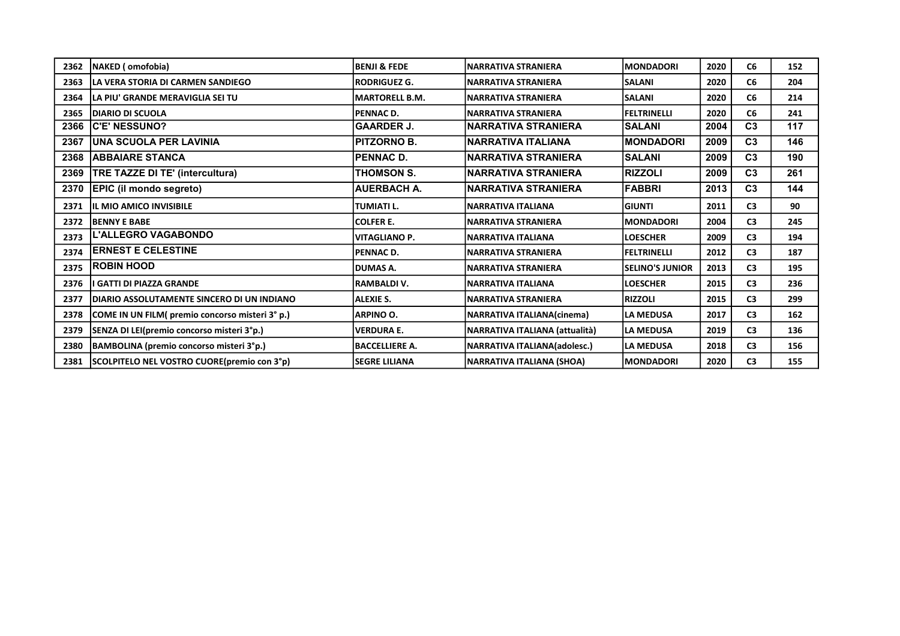| 2362 | NAKED ( omofobia) | BENJI & FEDE | NARRATIVA STRANIERA | MONDADORI | 2020 | C6 | 152 |
|---|---|---|---|---|---|---|---|
| 2363 | LA VERA STORIA DI CARMEN SANDIEGO | RODRIGUEZ G. | NARRATIVA STRANIERA | SALANI | 2020 | C6 | 204 |
| 2364 | LA PIU' GRANDE MERAVIGLIA SEI TU | MARTORELL B.M. | NARRATIVA STRANIERA | SALANI | 2020 | C6 | 214 |
| 2365 | DIARIO DI SCUOLA | PENNAC D. | NARRATIVA STRANIERA | FELTRINELLI | 2020 | C6 | 241 |
| 2366 | C'E' NESSUNO? | GAARDER J. | NARRATIVA STRANIERA | SALANI | 2004 | C3 | 117 |
| 2367 | UNA SCUOLA PER LAVINIA | PITZORNO B. | NARRATIVA ITALIANA | MONDADORI | 2009 | C3 | 146 |
| 2368 | ABBAIARE STANCA | PENNAC D. | NARRATIVA STRANIERA | SALANI | 2009 | C3 | 190 |
| 2369 | TRE TAZZE DI TE' (intercultura) | THOMSON S. | NARRATIVA STRANIERA | RIZZOLI | 2009 | C3 | 261 |
| 2370 | EPIC (il mondo segreto) | AUERBACH A. | NARRATIVA STRANIERA | FABBRI | 2013 | C3 | 144 |
| 2371 | IL MIO AMICO INVISIBILE | TUMIATI L. | NARRATIVA ITALIANA | GIUNTI | 2011 | C3 | 90 |
| 2372 | BENNY E BABE | COLFER E. | NARRATIVA STRANIERA | MONDADORI | 2004 | C3 | 245 |
| 2373 | L'ALLEGRO VAGABONDO | VITAGLIANO P. | NARRATIVA ITALIANA | LOESCHER | 2009 | C3 | 194 |
| 2374 | ERNEST E CELESTINE | PENNAC D. | NARRATIVA STRANIERA | FELTRINELLI | 2012 | C3 | 187 |
| 2375 | ROBIN HOOD | DUMAS A. | NARRATIVA STRANIERA | SELINO'S JUNIOR | 2013 | C3 | 195 |
| 2376 | I GATTI DI PIAZZA GRANDE | RAMBALDI V. | NARRATIVA ITALIANA | LOESCHER | 2015 | C3 | 236 |
| 2377 | DIARIO ASSOLUTAMENTE SINCERO DI UN INDIANO | ALEXIE S. | NARRATIVA STRANIERA | RIZZOLI | 2015 | C3 | 299 |
| 2378 | COME IN UN FILM( premio concorso misteri 3° p.) | ARPINO O. | NARRATIVA ITALIANA(cinema) | LA MEDUSA | 2017 | C3 | 162 |
| 2379 | SENZA DI LEI(premio concorso misteri 3°p.) | VERDURA E. | NARRATIVA ITALIANA (attualità) | LA MEDUSA | 2019 | C3 | 136 |
| 2380 | BAMBOLINA (premio concorso misteri 3°p.) | BACCELLIERE A. | NARRATIVA ITALIANA(adolesc.) | LA MEDUSA | 2018 | C3 | 156 |
| 2381 | SCOLPITELO NEL VOSTRO CUORE(premio con 3°p) | SEGRE LILIANA | NARRATIVA ITALIANA (SHOA) | MONDADORI | 2020 | C3 | 155 |